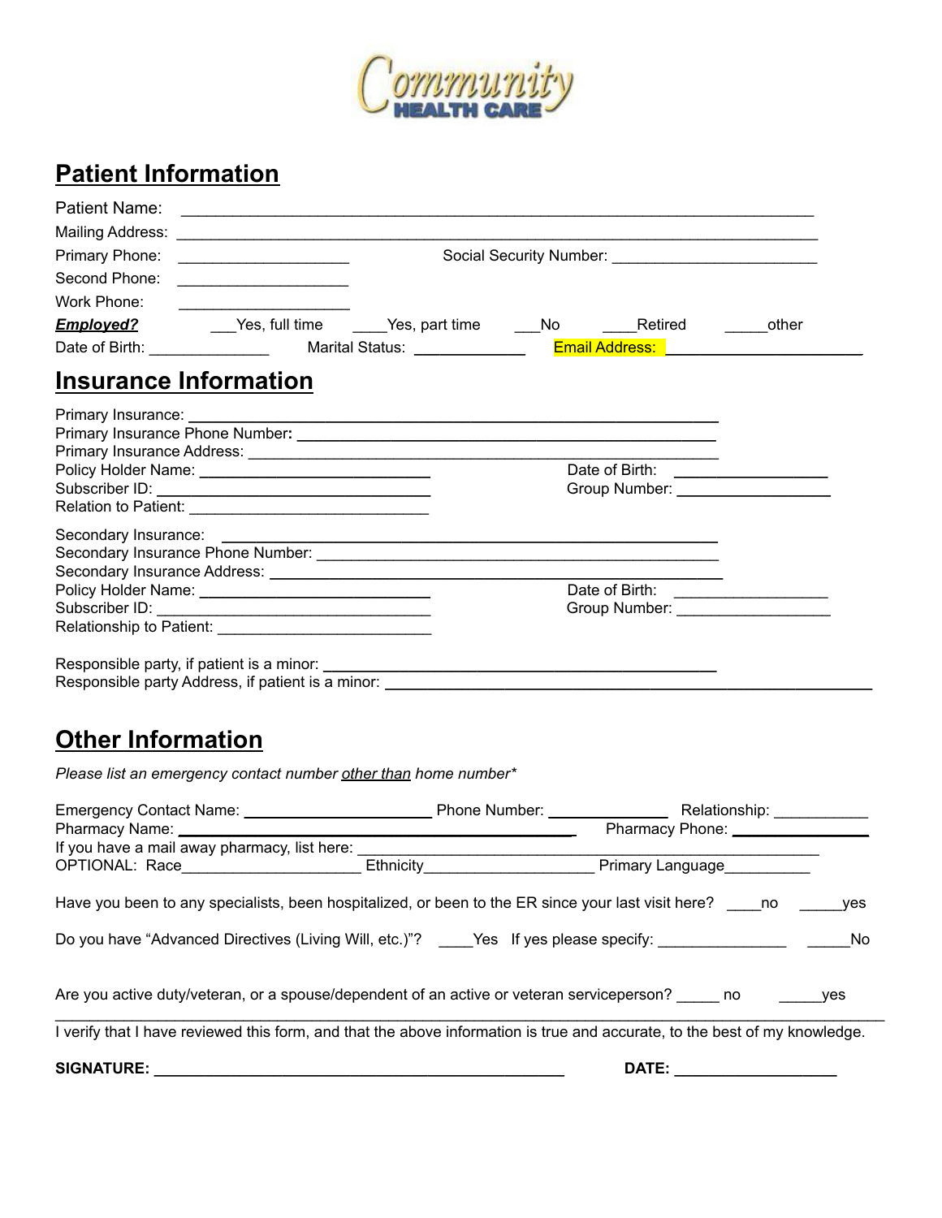Community HEALTH CARE

## Patient Information

Patient Name: ____________________________________________________________________

Mailing Address: __________________________________________________________________

Primary Phone: __________________ Social Security Number: ______________________

Second Phone: __________________

Work Phone: __________________

***Employed?*** ___Yes, full time ____Yes, part time ___No ____Retired _____other

Date of Birth: _____________ Marital Status: ____________ Email Address: ______________________

## Insurance Information

Primary Insurance: ________________________________________________________

Primary Insurance Phone Number**:** ____________________________________________

Primary Insurance Address: _________________________________________________

Policy Holder Name: __________________________ Date of Birth: _________________

Subscriber ID: ______________________________ Group Number: _________________

Relation to Patient: ___________________________

Secondary Insurance: __________________________________________________

Secondary Insurance Phone Number: ___________________________________________

Secondary Insurance Address: ______________________________________________

Policy Holder Name: __________________________ Date of Birth: _________________

Subscriber ID: ______________________________ Group Number: _________________

Relationship to Patient: ________________________

Responsible party, if patient is a minor: ___________________________________________

Responsible party Address, if patient is a minor: _____________________________________________________

## Other Information

*Please list an emergency contact number* _other than_ *home number**

Emergency Contact Name: _____________________ Phone Number: _____________ Relationship: ___________

Pharmacy Name: ____________________________________________ Pharmacy Phone: _______________

If you have a mail away pharmacy, list here: _____________________________________________________

OPTIONAL: Race____________________ Ethnicity___________________ Primary Language_________

Have you been to any specialists, been hospitalized, or been to the ER since your last visit here? ____no _____yes

Do you have "Advanced Directives (Living Will, etc.)"? ____Yes If yes please specify: _______________ _____No

Are you active duty/veteran, or a spouse/dependent of an active or veteran serviceperson? _____ no _____yes

---

I verify that I have reviewed this form, and that the above information is true and accurate, to the best of my knowledge.

**SIGNATURE:** _____________________________________________ **DATE:** __________________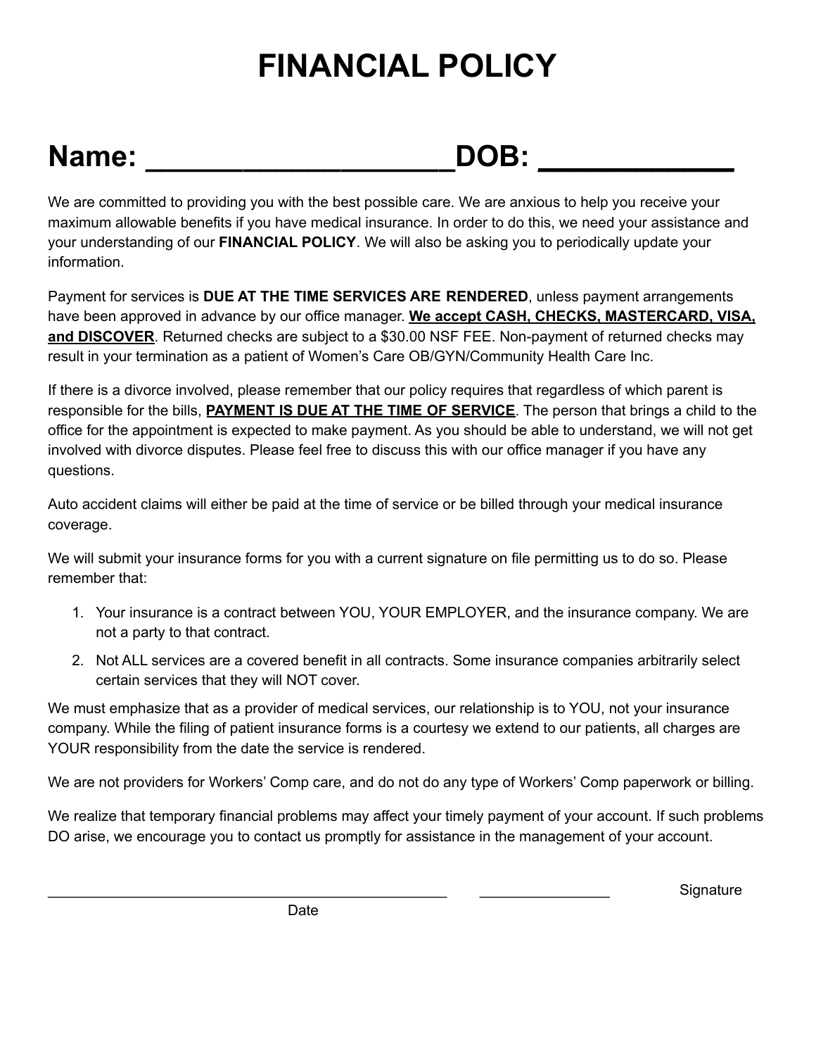# FINANCIAL POLICY

## Name: ____________________DOB: ____________

We are committed to providing you with the best possible care. We are anxious to help you receive your maximum allowable benefits if you have medical insurance. In order to do this, we need your assistance and your understanding of our **FINANCIAL POLICY**. We will also be asking you to periodically update your information.

Payment for services is **DUE AT THE TIME SERVICES ARE RENDERED**, unless payment arrangements have been approved in advance by our office manager. **<u>We accept CASH, CHECKS, MASTERCARD, VISA, and DISCOVER</u>**. Returned checks are subject to a $30.00 NSF FEE. Non-payment of returned checks may result in your termination as a patient of Women's Care OB/GYN/Community Health Care Inc.

If there is a divorce involved, please remember that our policy requires that regardless of which parent is responsible for the bills, **<u>PAYMENT IS DUE AT THE TIME OF SERVICE</u>**. The person that brings a child to the office for the appointment is expected to make payment. As you should be able to understand, we will not get involved with divorce disputes. Please feel free to discuss this with our office manager if you have any questions.

Auto accident claims will either be paid at the time of service or be billed through your medical insurance coverage.

We will submit your insurance forms for you with a current signature on file permitting us to do so. Please remember that:

1. Your insurance is a contract between YOU, YOUR EMPLOYER, and the insurance company. We are not a party to that contract.
2. Not ALL services are a covered benefit in all contracts. Some insurance companies arbitrarily select certain services that they will NOT cover.

We must emphasize that as a provider of medical services, our relationship is to YOU, not your insurance company. While the filing of patient insurance forms is a courtesy we extend to our patients, all charges are YOUR responsibility from the date the service is rendered.

We are not providers for Workers' Comp care, and do not do any type of Workers' Comp paperwork or billing.

We realize that temporary financial problems may affect your timely payment of your account. If such problems DO arise, we encourage you to contact us promptly for assistance in the management of your account.

_______________________________________________ _______________ Signature

Date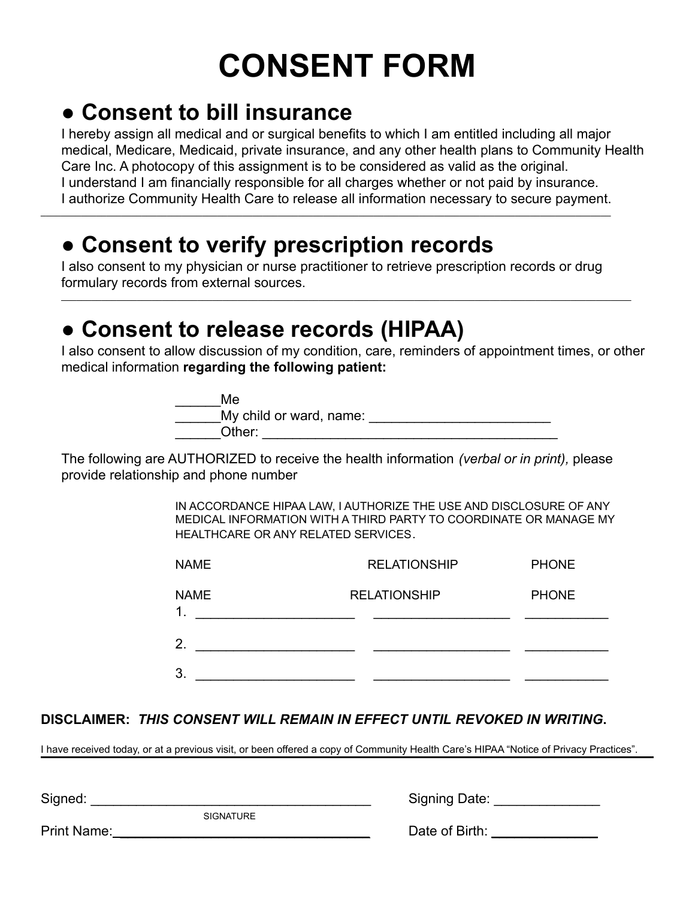# CONSENT FORM

## ● Consent to bill insurance

I hereby assign all medical and or surgical benefits to which I am entitled including all major medical, Medicare, Medicaid, private insurance, and any other health plans to Community Health Care Inc. A photocopy of this assignment is to be considered as valid as the original.
I understand I am financially responsible for all charges whether or not paid by insurance.
I authorize Community Health Care to release all information necessary to secure payment.

---

## ● Consent to verify prescription records

I also consent to my physician or nurse practitioner to retrieve prescription records or drug formulary records from external sources.

---

## ● Consent to release records (HIPAA)

I also consent to allow discussion of my condition, care, reminders of appointment times, or other medical information **regarding the following patient:**

______Me
______My child or ward, name: ________________________
______Other: ________________________________________

The following are AUTHORIZED to receive the health information *(verbal or in print),* please provide relationship and phone number

IN ACCORDANCE HIPAA LAW, I AUTHORIZE THE USE AND DISCLOSURE OF ANY MEDICAL INFORMATION WITH A THIRD PARTY TO COORDINATE OR MANAGE MY HEALTHCARE OR ANY RELATED SERVICES.

NAME RELATIONSHIP PHONE

| NAME | RELATIONSHIP | PHONE |
|---|---|---|
| 1. _____________________ | ___________________ | ___________ |
| 2. _____________________ | ___________________ | ___________ |
| 3. _____________________ | ___________________ | ___________ |

**DISCLAIMER:** ***THIS CONSENT WILL REMAIN IN EFFECT UNTIL REVOKED IN WRITING*.**

I have received today, or at a previous visit, or been offered a copy of Community Health Care's HIPAA "Notice of Privacy Practices".

---

Signed: ____________________________________ Signing Date: ______________
SIGNATURE

Print Name:__________________________________ Date of Birth: ______________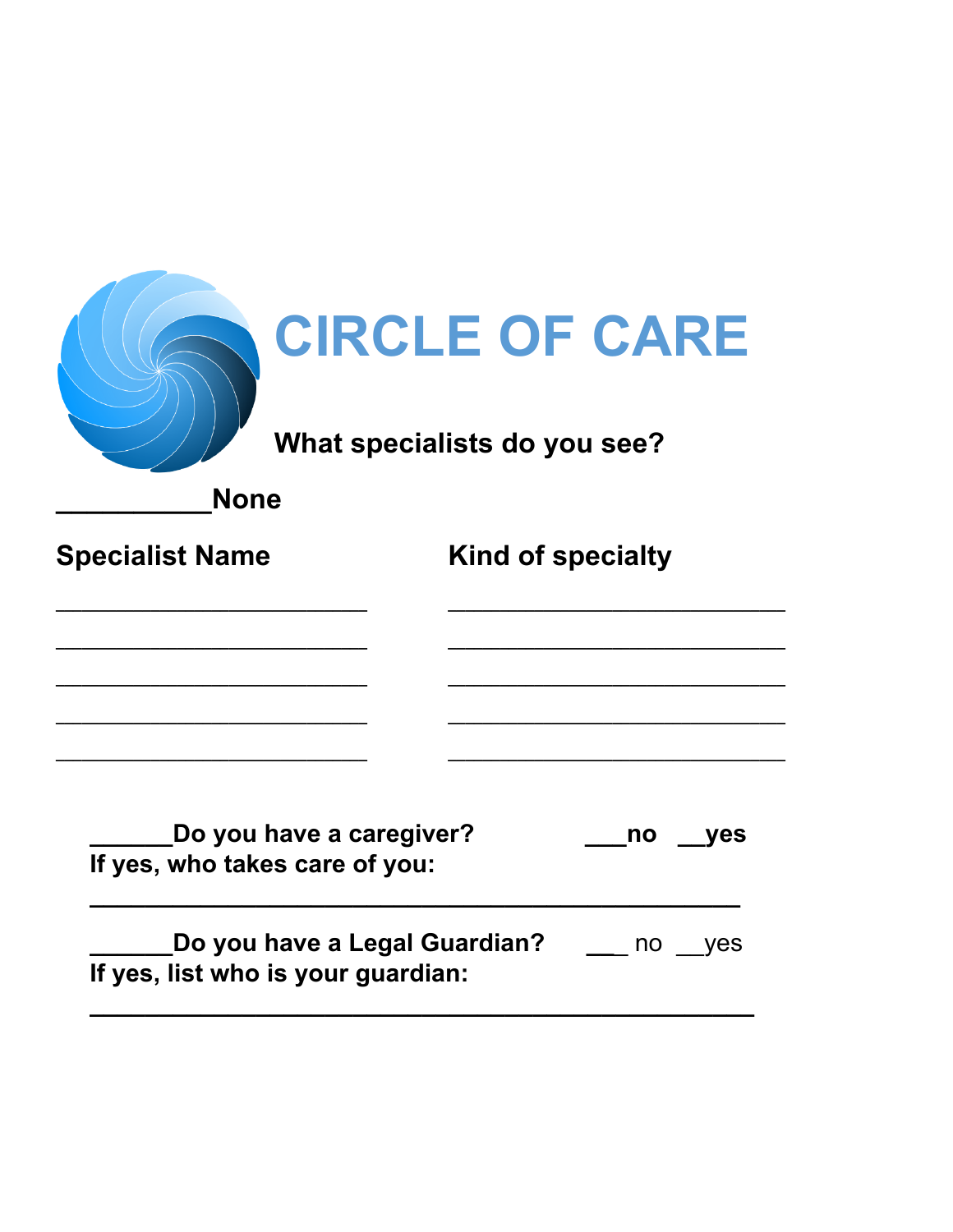# CIRCLE OF CARE

**What specialists do you see?**

**__________None**

| Specialist Name | Kind of specialty |
|---|---|
| ______________________ | ________________________ |
| ______________________ | ________________________ |
| ______________________ | ________________________ |
| ______________________ | ________________________ |
| ______________________ | ________________________ |

**______Do you have a caregiver?** **___no __yes**
**If yes, who takes care of you:**

**______________________________________________**

**______Do you have a Legal Guardian?** ___ no __yes
**If yes, list who is your guardian:**

**_______________________________________________**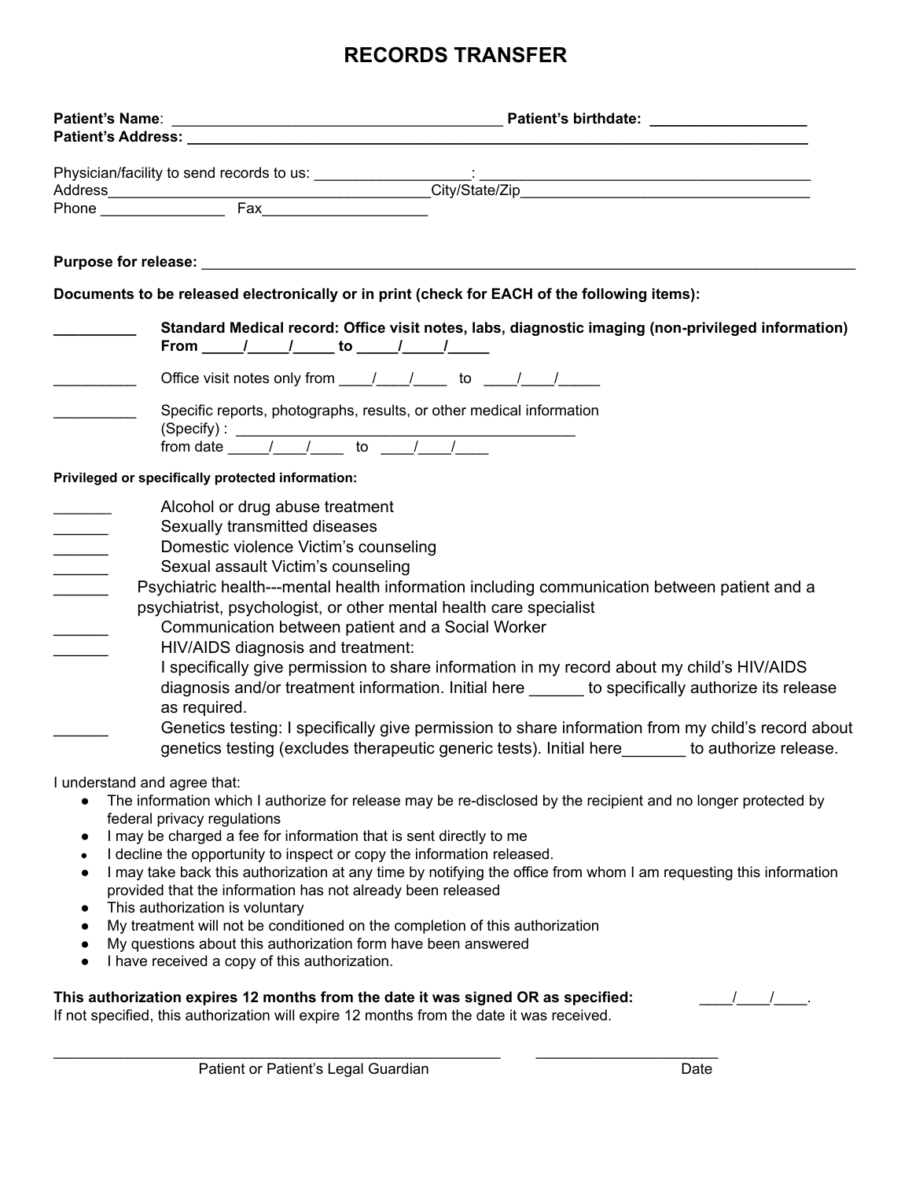# RECORDS TRANSFER

**Patient's Name**: ________________________________________ **Patient's birthdate:** __________________
**Patient's Address:** ______________________________________________________________________________

Physician/facility to send records to us: ___________________: ________________________________________
Address_______________________________________City/State/Zip____________________________________
Phone _______________ Fax____________________

**Purpose for release:** ______________________________________________________________________________

**Documents to be released electronically or in print (check for EACH of the following items):**

__________ **Standard Medical record: Office visit notes, labs, diagnostic imaging (non-privileged information) From _____/_____/_____ to _____/_____/_____**

__________ Office visit notes only from ____/____/____ to ____/____/_____

__________ Specific reports, photographs, results, or other medical information (Specify) : __________________________________________ from date _____/____/____ to ____/____/____

**Privileged or specifically protected information:**

_______ Alcohol or drug abuse treatment
______ Sexually transmitted diseases
______ Domestic violence Victim's counseling
______ Sexual assault Victim's counseling
______ Psychiatric health---mental health information including communication between patient and a psychiatrist, psychologist, or other mental health care specialist
______ Communication between patient and a Social Worker
______ HIV/AIDS diagnosis and treatment:
I specifically give permission to share information in my record about my child's HIV/AIDS diagnosis and/or treatment information. Initial here ______ to specifically authorize its release as required.
______ Genetics testing: I specifically give permission to share information from my child's record about genetics testing (excludes therapeutic generic tests). Initial here_______ to authorize release.

I understand and agree that:

- The information which I authorize for release may be re-disclosed by the recipient and no longer protected by federal privacy regulations
- I may be charged a fee for information that is sent directly to me
- I decline the opportunity to inspect or copy the information released.
- I may take back this authorization at any time by notifying the office from whom I am requesting this information provided that the information has not already been released
- This authorization is voluntary
- My treatment will not be conditioned on the completion of this authorization
- My questions about this authorization form have been answered
- I have received a copy of this authorization.

**This authorization expires 12 months from the date it was signed OR as specified:** ____/____/____.
If not specified, this authorization will expire 12 months from the date it was received.

_______________________________________________________ ______________________
Patient or Patient's Legal Guardian Date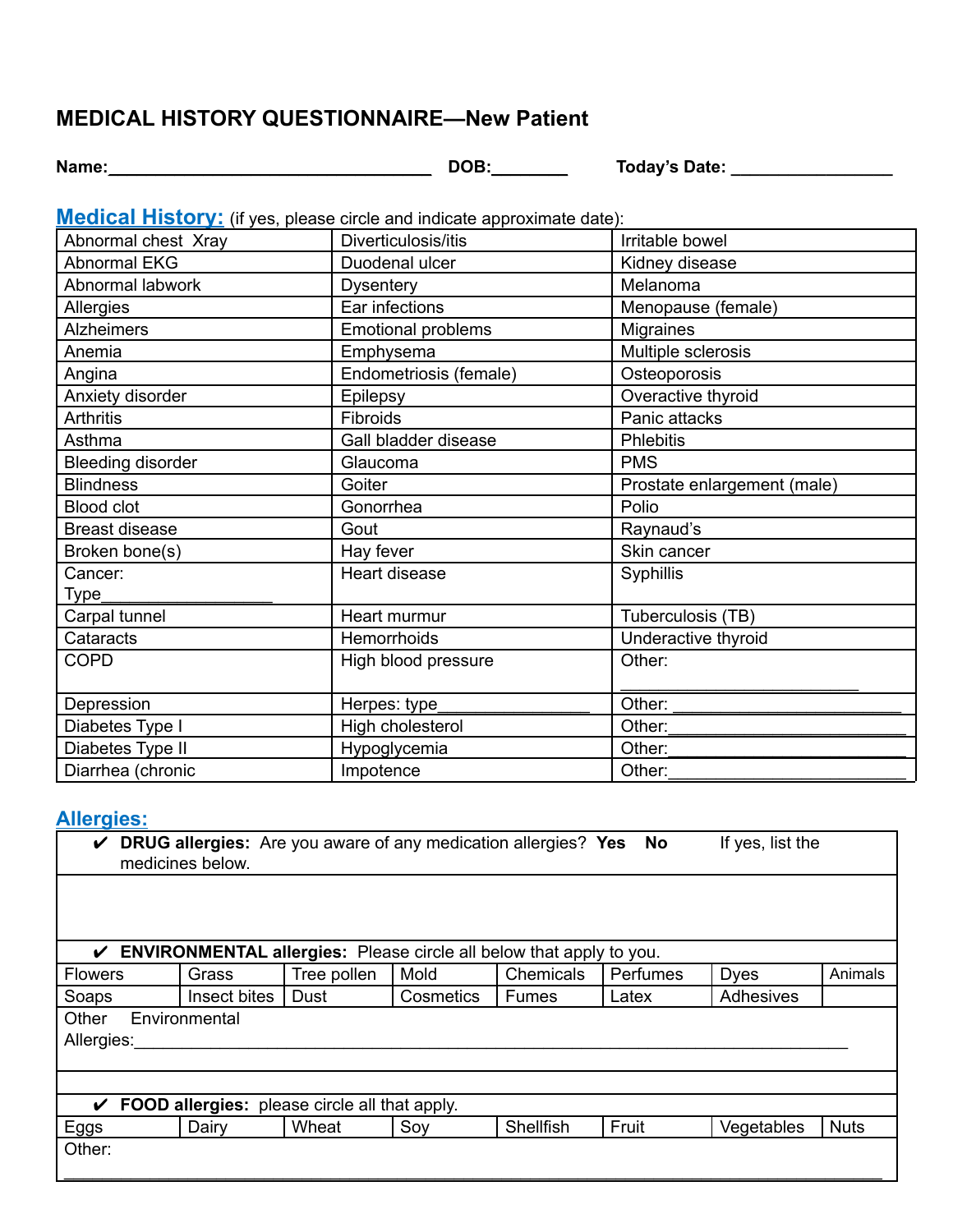# MEDICAL HISTORY QUESTIONNAIRE—New Patient

**Name:**__________________________________ **DOB:**________ **Today's Date:** _________________

## Medical History: (if yes, please circle and indicate approximate date):

| | | |
|---|---|---|
| Abnormal chest Xray | Diverticulosis/itis | Irritable bowel |
| Abnormal EKG | Duodenal ulcer | Kidney disease |
| Abnormal labwork | Dysentery | Melanoma |
| Allergies | Ear infections | Menopause (female) |
| Alzheimers | Emotional problems | Migraines |
| Anemia | Emphysema | Multiple sclerosis |
| Angina | Endometriosis (female) | Osteoporosis |
| Anxiety disorder | Epilepsy | Overactive thyroid |
| Arthritis | Fibroids | Panic attacks |
| Asthma | Gall bladder disease | Phlebitis |
| Bleeding disorder | Glaucoma | PMS |
| Blindness | Goiter | Prostate enlargement (male) |
| Blood clot | Gonorrhea | Polio |
| Breast disease | Gout | Raynaud's |
| Broken bone(s) | Hay fever | Skin cancer |
| Cancer: Type___________________ | Heart disease | Syphillis |
| Carpal tunnel | Heart murmur | Tuberculosis (TB) |
| Cataracts | Hemorrhoids | Underactive thyroid |
| COPD | High blood pressure | Other: __________________________ |
| Depression | Herpes: type________________ | Other: _________________________ |
| Diabetes Type I | High cholesterol | Other:__________________________ |
| Diabetes Type II | Hypoglycemia | Other:__________________________ |
| Diarrhea (chronic | Impotence | Other:__________________________ |

## Allergies:

✔ **DRUG allergies:** Are you aware of any medication allergies? **Yes** **No** If yes, list the medicines below.

✔ **ENVIRONMENTAL allergies:** Please circle all below that apply to you.

| | | | | | | | |
|---|---|---|---|---|---|---|---|
| Flowers | Grass | Tree pollen | Mold | Chemicals | Perfumes | Dyes | Animals |
| Soaps | Insect bites | Dust | Cosmetics | Fumes | Latex | Adhesives | |

Other Environmental Allergies:_________________________________________________________________________________

✔ **FOOD allergies:** please circle all that apply.

| | | | | | | | |
|---|---|---|---|---|---|---|---|
| Eggs | Dairy | Wheat | Soy | Shellfish | Fruit | Vegetables | Nuts |

Other:
_________________________________________________________________________________________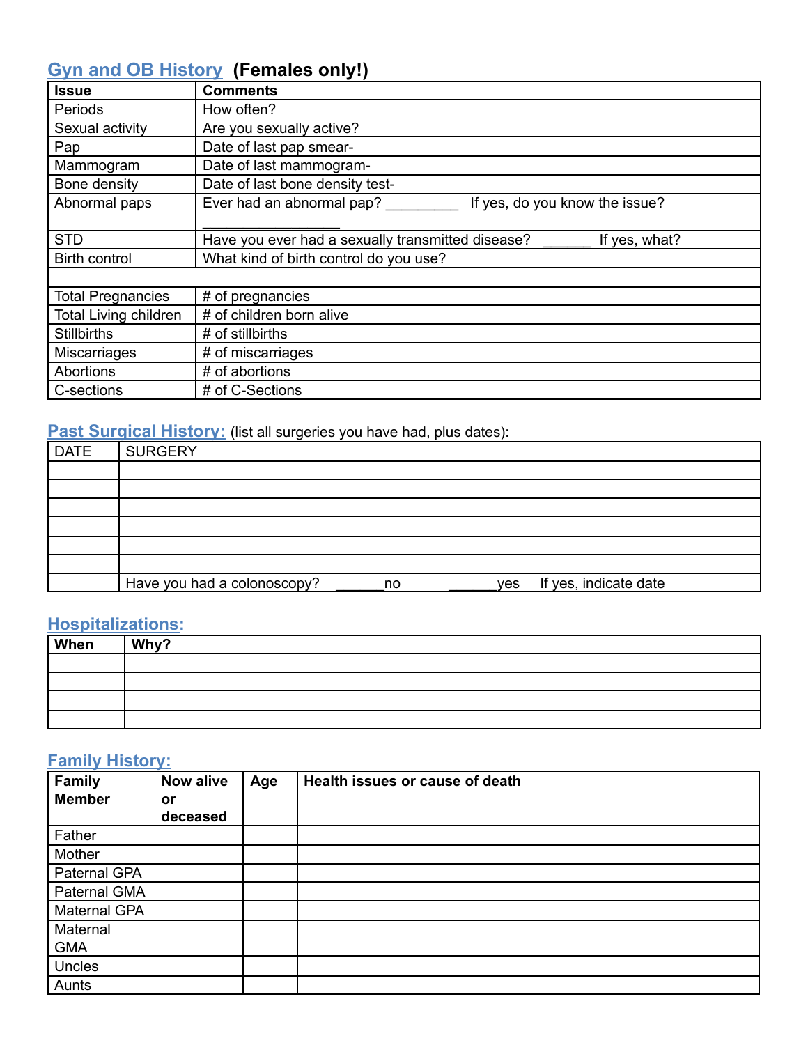## Gyn and OB History **(Females only!)**

| Issue | Comments |
|---|---|
| Periods | How often? |
| Sexual activity | Are you sexually active? |
| Pap | Date of last pap smear- |
| Mammogram | Date of last mammogram- |
| Bone density | Date of last bone density test- |
| Abnormal paps | Ever had an abnormal pap? _________ If yes, do you know the issue? _________________ |
| STD | Have you ever had a sexually transmitted disease? ______ If yes, what? |
| Birth control | What kind of birth control do you use? |
| | |
| Total Pregnancies | # of pregnancies |
| Total Living children | # of children born alive |
| Stillbirths | # of stillbirths |
| Miscarriages | # of miscarriages |
| Abortions | # of abortions |
| C-sections | # of C-Sections |

## Past Surgical History: (list all surgeries you have had, plus dates):

| DATE | SURGERY |
|---|---|
| | |
| | |
| | |
| | |
| | |
| | |
| | Have you had a colonoscopy? ______no ______yes If yes, indicate date |

## Hospitalizations:

| When | Why? |
|---|---|
| | |
| | |
| | |
| | |

## Family History:

| Family Member | Now alive or deceased | Age | Health issues or cause of death |
|---|---|---|---|
| Father | | | |
| Mother | | | |
| Paternal GPA | | | |
| Paternal GMA | | | |
| Maternal GPA | | | |
| Maternal GMA | | | |
| Uncles | | | |
| Aunts | | | |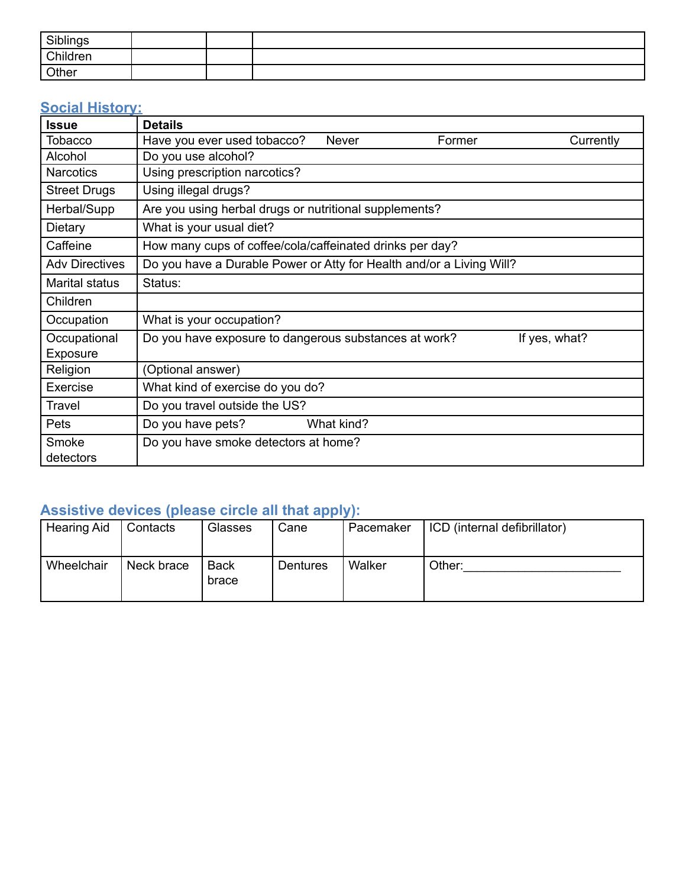| Siblings | | | |
|---|---|---|---|
| Children | | | |
| Other | | | |

## Social History:

| Issue | Details |
|---|---|
| Tobacco | Have you ever used tobacco? Never Former Currently |
| Alcohol | Do you use alcohol? |
| Narcotics | Using prescription narcotics? |
| Street Drugs | Using illegal drugs? |
| Herbal/Supp | Are you using herbal drugs or nutritional supplements? |
| Dietary | What is your usual diet? |
| Caffeine | How many cups of coffee/cola/caffeinated drinks per day? |
| Adv Directives | Do you have a Durable Power or Atty for Health and/or a Living Will? |
| Marital status | Status: |
| Children | |
| Occupation | What is your occupation? |
| Occupational Exposure | Do you have exposure to dangerous substances at work? If yes, what? |
| Religion | (Optional answer) |
| Exercise | What kind of exercise do you do? |
| Travel | Do you travel outside the US? |
| Pets | Do you have pets? What kind? |
| Smoke detectors | Do you have smoke detectors at home? |

## Assistive devices (please circle all that apply):

| Hearing Aid | Contacts | Glasses | Cane | Pacemaker | ICD (internal defibrillator) |
|---|---|---|---|---|---|
| Wheelchair | Neck brace | Back brace | Dentures | Walker | Other:______________________ |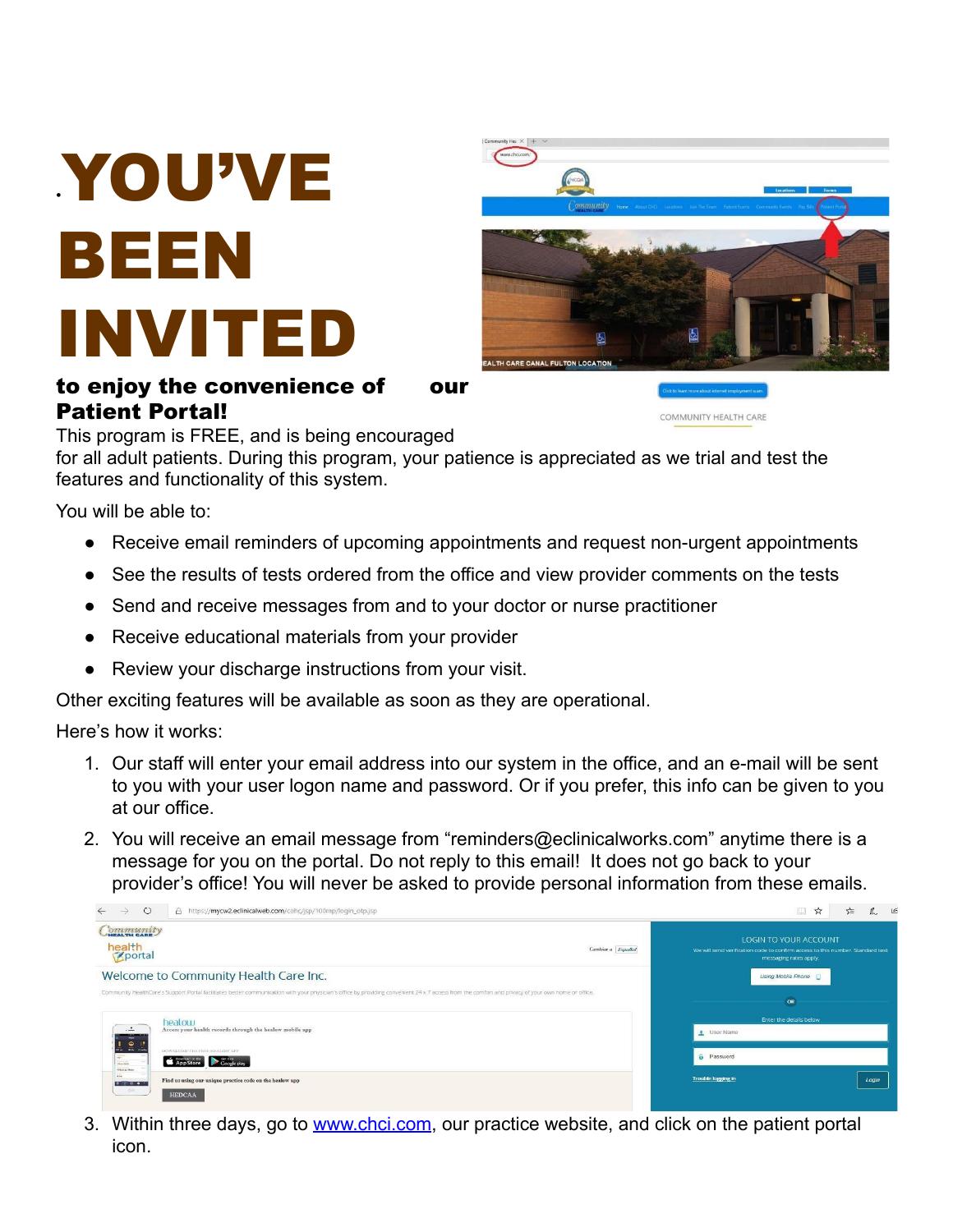# YOU'VE BEEN INVITED

**to enjoy the convenience of our Patient Portal!**

This program is FREE, and is being encouraged for all adult patients. During this program, your patience is appreciated as we trial and test the features and functionality of this system.

You will be able to:

- Receive email reminders of upcoming appointments and request non-urgent appointments
- See the results of tests ordered from the office and view provider comments on the tests
- Send and receive messages from and to your doctor or nurse practitioner
- Receive educational materials from your provider
- Review your discharge instructions from your visit.

Other exciting features will be available as soon as they are operational.

Here's how it works:

1. Our staff will enter your email address into our system in the office, and an e-mail will be sent to you with your user logon name and password. Or if you prefer, this info can be given to you at our office.
2. You will receive an email message from "reminders@eclinicalworks.com" anytime there is a message for you on the portal. Do not reply to this email! It does not go back to your provider's office! You will never be asked to provide personal information from these emails.
3. Within three days, go to [www.chci.com](http://www.chci.com), our practice website, and click on the patient portal icon.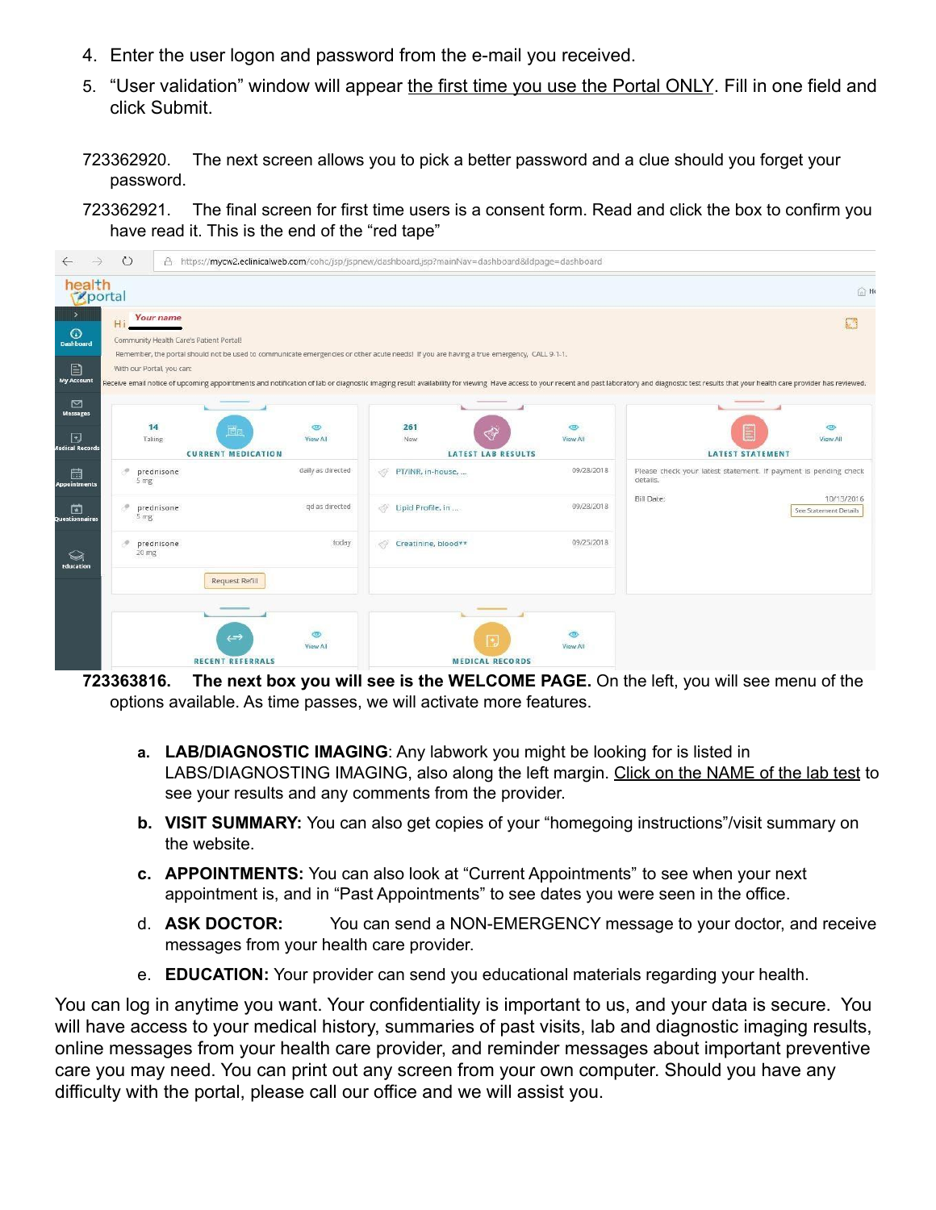4. Enter the user logon and password from the e-mail you received.
5. "User validation" window will appear the first time you use the Portal ONLY. Fill in one field and click Submit.

723362920. The next screen allows you to pick a better password and a clue should you forget your password.

723362921. The final screen for first time users is a consent form. Read and click the box to confirm you have read it. This is the end of the "red tape"

723363816. **The next box you will see is the WELCOME PAGE.** On the left, you will see menu of the options available. As time passes, we will activate more features.

a. **LAB/DIAGNOSTIC IMAGING**: Any labwork you might be looking for is listed in LABS/DIAGNOSTING IMAGING, also along the left margin. Click on the NAME of the lab test to see your results and any comments from the provider.

b. **VISIT SUMMARY:** You can also get copies of your "homegoing instructions"/visit summary on the website.

c. **APPOINTMENTS:** You can also look at "Current Appointments" to see when your next appointment is, and in "Past Appointments" to see dates you were seen in the office.

d. **ASK DOCTOR:** You can send a NON-EMERGENCY message to your doctor, and receive messages from your health care provider.

e. **EDUCATION:** Your provider can send you educational materials regarding your health.

You can log in anytime you want. Your confidentiality is important to us, and your data is secure. You will have access to your medical history, summaries of past visits, lab and diagnostic imaging results, online messages from your health care provider, and reminder messages about important preventive care you may need. You can print out any screen from your own computer. Should you have any difficulty with the portal, please call our office and we will assist you.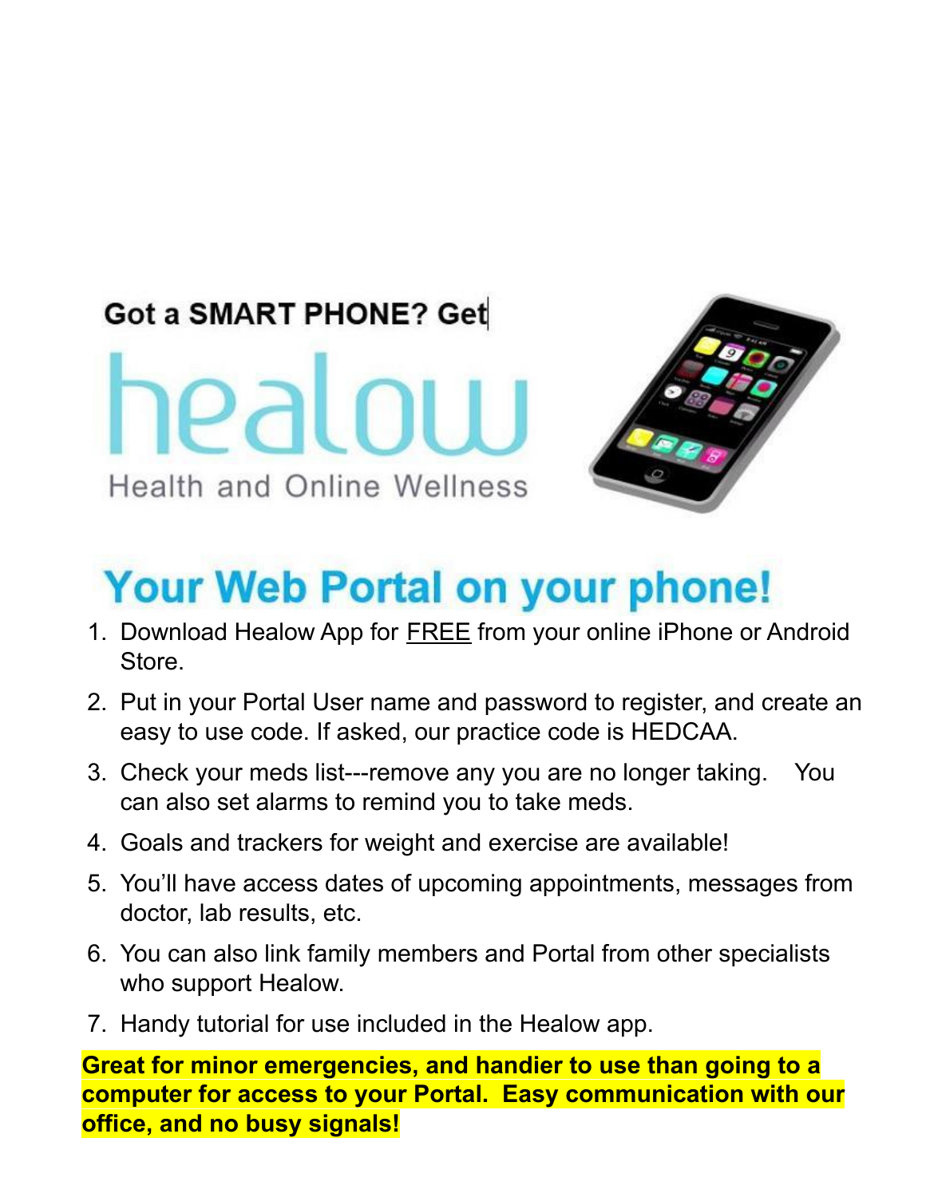Got a SMART PHONE? Get

# healow

Health and Online Wellness

## Your Web Portal on your phone!

1. Download Healow App for FREE from your online iPhone or Android Store.
2. Put in your Portal User name and password to register, and create an easy to use code. If asked, our practice code is HEDCAA.
3. Check your meds list---remove any you are no longer taking. You can also set alarms to remind you to take meds.
4. Goals and trackers for weight and exercise are available!
5. You'll have access dates of upcoming appointments, messages from doctor, lab results, etc.
6. You can also link family members and Portal from other specialists who support Healow.
7. Handy tutorial for use included in the Healow app.

**Great for minor emergencies, and handier to use than going to a computer for access to your Portal. Easy communication with our office, and no busy signals!**